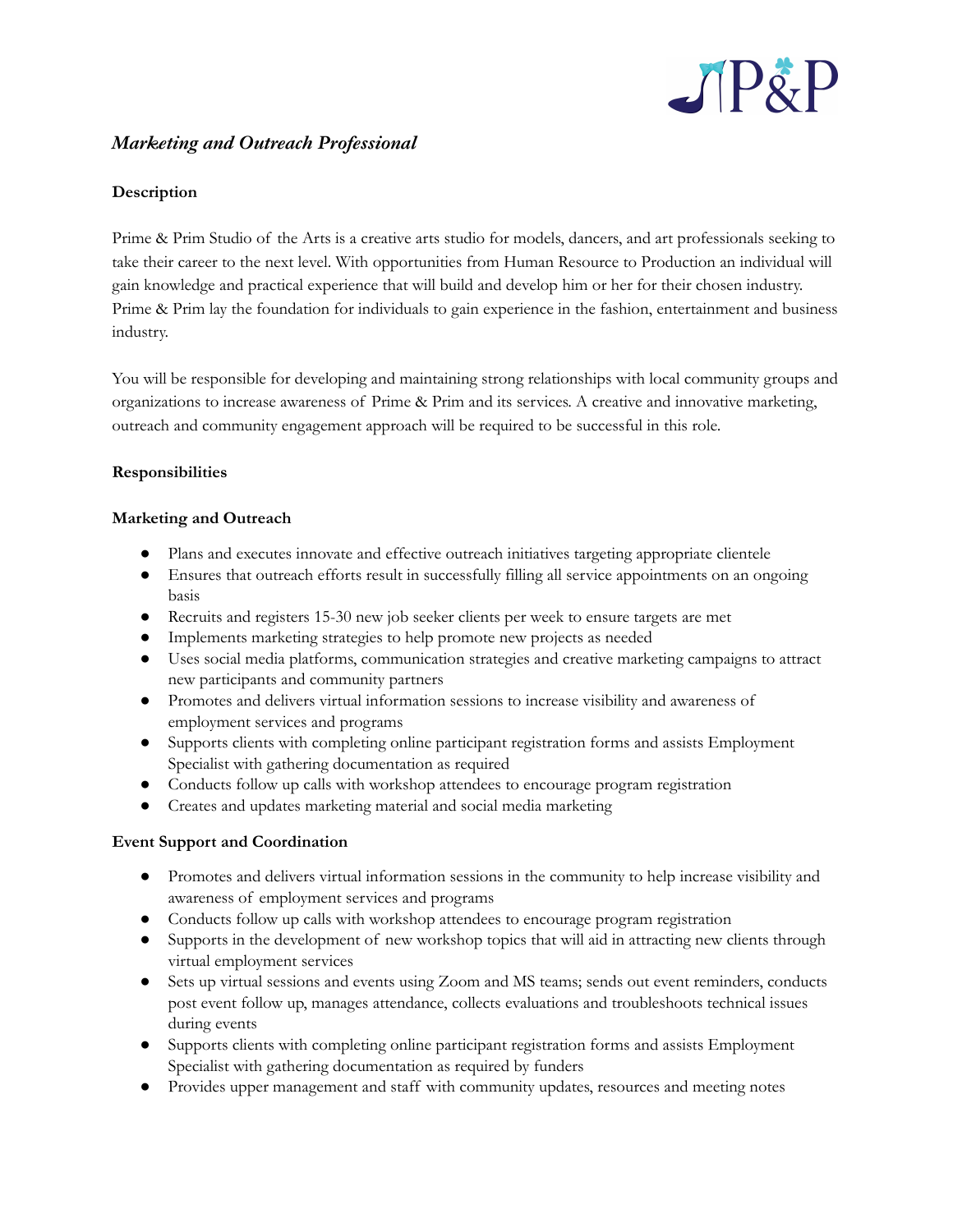# *Marketing and Outreach Professional*

**Description**

Prime & Prim Studio of the Arts is a creative arts studio for models, dancers, and art professionals seeking to take their career to the next level. With opportunities from Human Resource to Production an individual will gain knowledge and practical experience that will build and develop him or her for their chosen industry. Prime & Prim lay the foundation for individuals to gain experience in the fashion, entertainment and business industry.

You will be responsible for developing and maintaining strong relationships with local community groups and organizations to increase awareness of Prime & Prim and its services. A creative and innovative marketing, outreach and community engagement approach will be required to be successful in this role.

**Responsibilities**

**Marketing and Outreach**

- Plans and executes innovate and effective outreach initiatives targeting appropriate clientele
- Ensures that outreach efforts result in successfully filling all service appointments on an ongoing basis
- Recruits and registers 15-30 new job seeker clients per week to ensure targets are met
- Implements marketing strategies to help promote new projects as needed
- Uses social media platforms, communication strategies and creative marketing campaigns to attract new participants and community partners
- Promotes and delivers virtual information sessions to increase visibility and awareness of employment services and programs
- Supports clients with completing online participant registration forms and assists Employment Specialist with gathering documentation as required
- Conducts follow up calls with workshop attendees to encourage program registration
- Creates and updates marketing material and social media marketing

**Event Support and Coordination**

- Promotes and delivers virtual information sessions in the community to help increase visibility and awareness of employment services and programs
- Conducts follow up calls with workshop attendees to encourage program registration
- Supports in the development of new workshop topics that will aid in attracting new clients through virtual employment services
- Sets up virtual sessions and events using Zoom and MS teams; sends out event reminders, conducts post event follow up, manages attendance, collects evaluations and troubleshoots technical issues during events
- Supports clients with completing online participant registration forms and assists Employment Specialist with gathering documentation as required by funders
- Provides upper management and staff with community updates, resources and meeting notes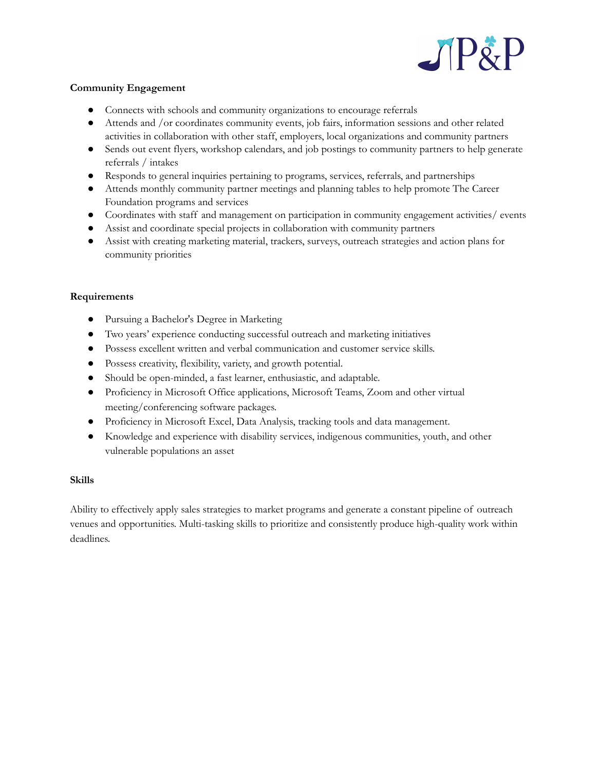**Community Engagement**

- Connects with schools and community organizations to encourage referrals
- Attends and /or coordinates community events, job fairs, information sessions and other related activities in collaboration with other staff, employers, local organizations and community partners
- Sends out event flyers, workshop calendars, and job postings to community partners to help generate referrals / intakes
- Responds to general inquiries pertaining to programs, services, referrals, and partnerships
- Attends monthly community partner meetings and planning tables to help promote The Career Foundation programs and services
- Coordinates with staff and management on participation in community engagement activities/ events
- Assist and coordinate special projects in collaboration with community partners
- Assist with creating marketing material, trackers, surveys, outreach strategies and action plans for community priorities

**Requirements**

- Pursuing a Bachelor's Degree in Marketing
- Two years' experience conducting successful outreach and marketing initiatives
- Possess excellent written and verbal communication and customer service skills.
- Possess creativity, flexibility, variety, and growth potential.
- Should be open-minded, a fast learner, enthusiastic, and adaptable.
- Proficiency in Microsoft Office applications, Microsoft Teams, Zoom and other virtual meeting/conferencing software packages.
- Proficiency in Microsoft Excel, Data Analysis, tracking tools and data management.
- Knowledge and experience with disability services, indigenous communities, youth, and other vulnerable populations an asset

**Skills**

Ability to effectively apply sales strategies to market programs and generate a constant pipeline of outreach venues and opportunities. Multi-tasking skills to prioritize and consistently produce high-quality work within deadlines.